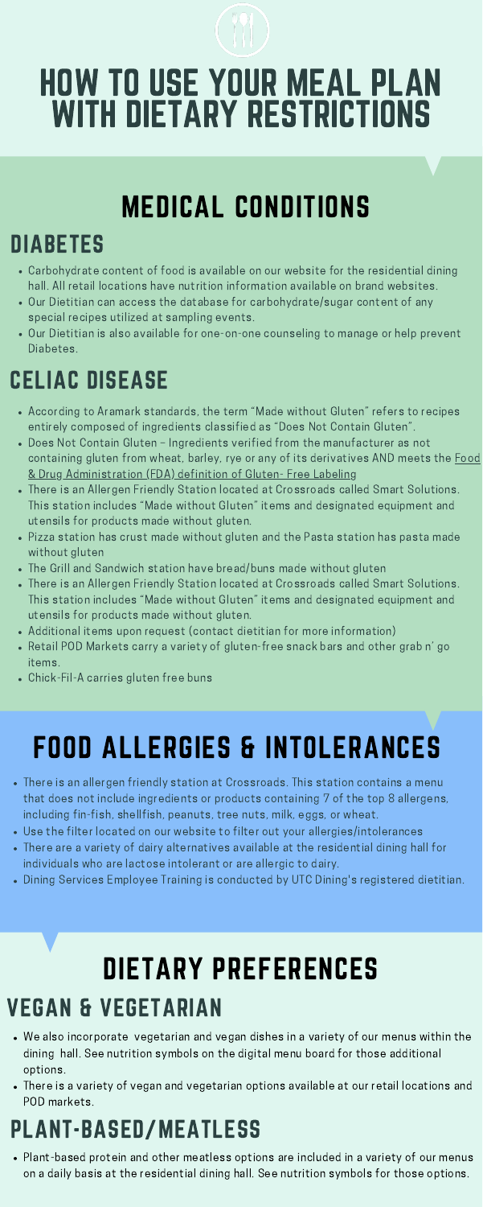# HOW TO USE YOUR MEAL PLAN WITH DIETARY RESTRICTIONS

## MEDICAL CONDITIONS

### DIABETES

- Carbohydrate content of food is available on our website for the residential dining hall. All retail locations have nutrition information available on brand websites.
- Our Dietitian can access the database for carbohydrate/sugar content of any special recipes utilized at sampling events.
- Our Dietitian is also available for one-on-one counseling to manage or help prevent Diabetes.

### CELIAC DISEASE

- According to Aramark standards, the term "Made without Gluten" refers to recipes entirely composed of ingredients classified as "Does Not Contain Gluten".
- Does Not Contain Gluten – Ingredients verified from the manufacturer as not containing gluten from wheat, barley, rye or any of its derivatives AND meets the Food & Drug Administration (FDA) definition of Gluten- Free Labeling
- There is an Allergen Friendly Station located at Crossroads called Smart Solutions. This station includes "Made without Gluten" items and designated equipment and utensils for products made without gluten.
- Pizza station has crust made without gluten and the Pasta station has pasta made without gluten
- The Grill and Sandwich station have bread/buns made without gluten
- There is an Allergen Friendly Station located at Crossroads called Smart Solutions. This station includes "Made without Gluten" items and designated equipment and utensils for products made without gluten.
- Additional items upon request (contact dietitian for more information)
- Retail POD Markets carry a variety of gluten-free snack bars and other grab n' go items.
- Chick-Fil-A carries gluten free buns

## FOOD ALLERGIES & INTOLERANCES

- There is an allergen friendly station at Crossroads. This station contains a menu that does not include ingredients or products containing 7 of the top 8 allergens, including fin-fish, shellfish, peanuts, tree nuts, milk, eggs, or wheat.
- Use the filter located on our website to filter out your allergies/intolerances
- There are a variety of dairy alternatives available at the residential dining hall for individuals who are lactose intolerant or are allergic to dairy.
- Dining Services Employee Training is conducted by UTC Dining's registered dietitian.

## DIETARY PREFERENCES

### VEGAN & VEGETARIAN

- We also incorporate vegetarian and vegan dishes in a variety of our menus within the dining hall. See nutrition symbols on the digital menu board for those additional options.
- There is a variety of vegan and vegetarian options available at our retail locations and POD markets.

### PLANT-BASED/MEATLESS

- Plant-based protein and other meatless options are included in a variety of our menus on a daily basis at the residential dining hall. See nutrition symbols for those options.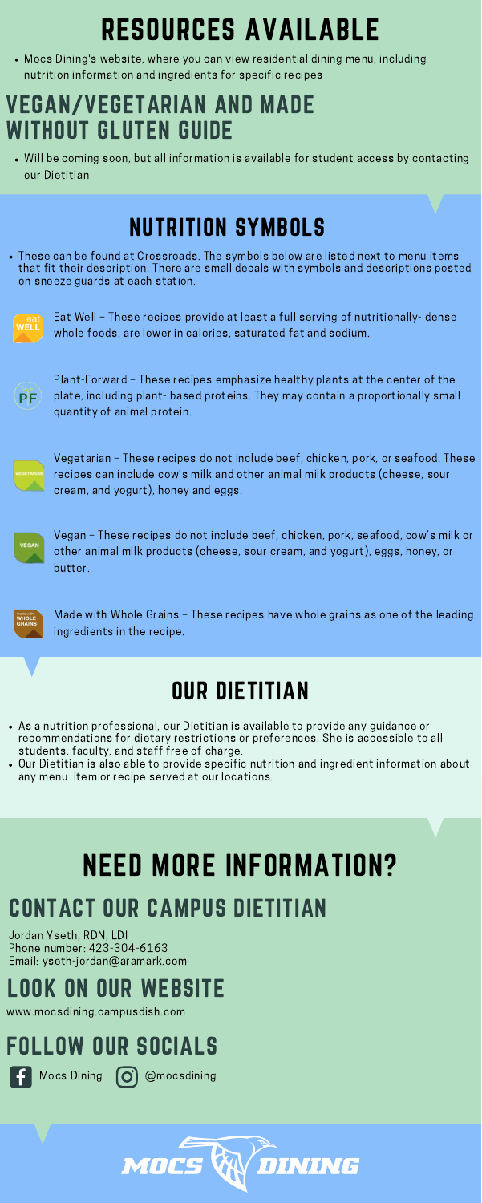# RESOURCES AVAILABLE

- Mocs Dining's website, where you can view residential dining menu, including nutrition information and ingredients for specific recipes

## VEGAN/VEGETARIAN AND MADE WITHOUT GLUTEN GUIDE

- Will be coming soon, but all information is available for student access by contacting our Dietitian

# NUTRITION SYMBOLS

- These can be found at Crossroads. The symbols below are listed next to menu items that fit their description. There are small decals with symbols and descriptions posted on sneeze guards at each station.

Eat Well – These recipes provide at least a full serving of nutritionally- dense whole foods, are lower in calories, saturated fat and sodium.

Plant-Forward – These recipes emphasize healthy plants at the center of the plate, including plant- based proteins. They may contain a proportionally small quantity of animal protein.

Vegetarian – These recipes do not include beef, chicken, pork, or seafood. These recipes can include cow's milk and other animal milk products (cheese, sour cream, and yogurt), honey and eggs.

Vegan – These recipes do not include beef, chicken, pork, seafood, cow's milk or other animal milk products (cheese, sour cream, and yogurt), eggs, honey, or butter.

Made with Whole Grains – These recipes have whole grains as one of the leading ingredients in the recipe.

# OUR DIETITIAN

- As a nutrition professional, our Dietitian is available to provide any guidance or recommendations for dietary restrictions or preferences. She is accessible to all students, faculty, and staff free of charge.
- Our Dietitian is also able to provide specific nutrition and ingredient information about any menu item or recipe served at our locations.

# NEED MORE INFORMATION?

## CONTACT OUR CAMPUS DIETITIAN

Jordan Yseth, RDN, LDI
Phone number: 423-304-6163
Email: yseth-jordan@aramark.com

## LOOK ON OUR WEBSITE

www.mocsdining.campusdish.com

## FOLLOW OUR SOCIALS

Mocs Dining @mocsdining

MOCS DINING